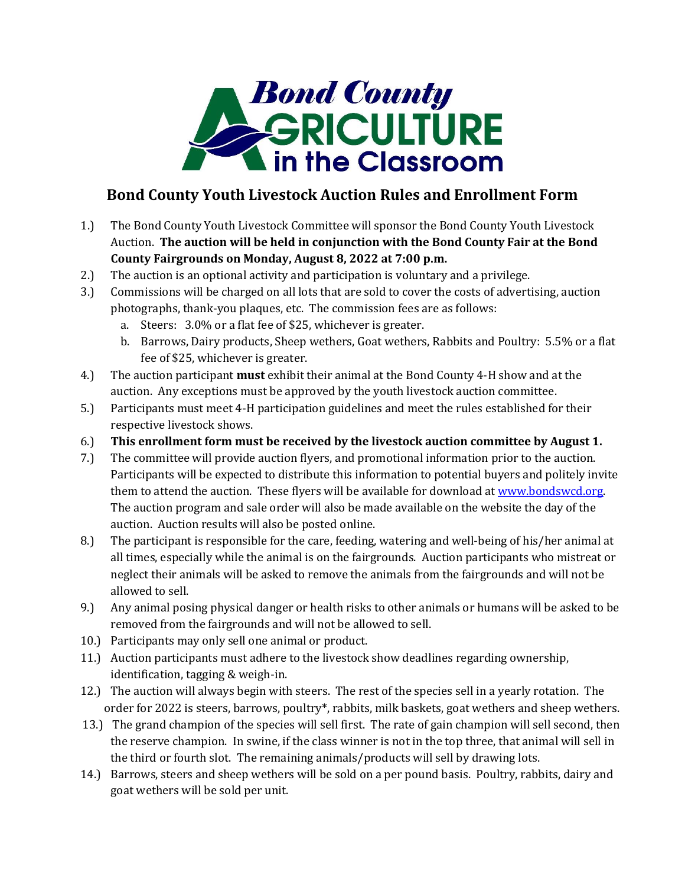Bond County

AGRICULTURE

in the Classroom

# Bond County Youth Livestock Auction Rules and Enrollment Form

1.) The Bond County Youth Livestock Committee will sponsor the Bond County Youth Livestock Auction. **The auction will be held in conjunction with the Bond County Fair at the Bond County Fairgrounds on Monday, August 8, 2022 at 7:00 p.m.**

2.) The auction is an optional activity and participation is voluntary and a privilege.

3.) Commissions will be charged on all lots that are sold to cover the costs of advertising, auction photographs, thank-you plaques, etc. The commission fees are as follows:
   a. Steers: 3.0% or a flat fee of $25, whichever is greater.
   b. Barrows, Dairy products, Sheep wethers, Goat wethers, Rabbits and Poultry: 5.5% or a flat fee of $25, whichever is greater.

4.) The auction participant **must** exhibit their animal at the Bond County 4-H show and at the auction. Any exceptions must be approved by the youth livestock auction committee.

5.) Participants must meet 4-H participation guidelines and meet the rules established for their respective livestock shows.

6.) **This enrollment form must be received by the livestock auction committee by August 1.**

7.) The committee will provide auction flyers, and promotional information prior to the auction. Participants will be expected to distribute this information to potential buyers and politely invite them to attend the auction. These flyers will be available for download at [www.bondswcd.org](http://www.bondswcd.org). The auction program and sale order will also be made available on the website the day of the auction. Auction results will also be posted online.

8.) The participant is responsible for the care, feeding, watering and well-being of his/her animal at all times, especially while the animal is on the fairgrounds. Auction participants who mistreat or neglect their animals will be asked to remove the animals from the fairgrounds and will not be allowed to sell.

9.) Any animal posing physical danger or health risks to other animals or humans will be asked to be removed from the fairgrounds and will not be allowed to sell.

10.) Participants may only sell one animal or product.

11.) Auction participants must adhere to the livestock show deadlines regarding ownership, identification, tagging & weigh-in.

12.) The auction will always begin with steers. The rest of the species sell in a yearly rotation. The order for 2022 is steers, barrows, poultry*, rabbits, milk baskets, goat wethers and sheep wethers.

13.) The grand champion of the species will sell first. The rate of gain champion will sell second, then the reserve champion. In swine, if the class winner is not in the top three, that animal will sell in the third or fourth slot. The remaining animals/products will sell by drawing lots.

14.) Barrows, steers and sheep wethers will be sold on a per pound basis. Poultry, rabbits, dairy and goat wethers will be sold per unit.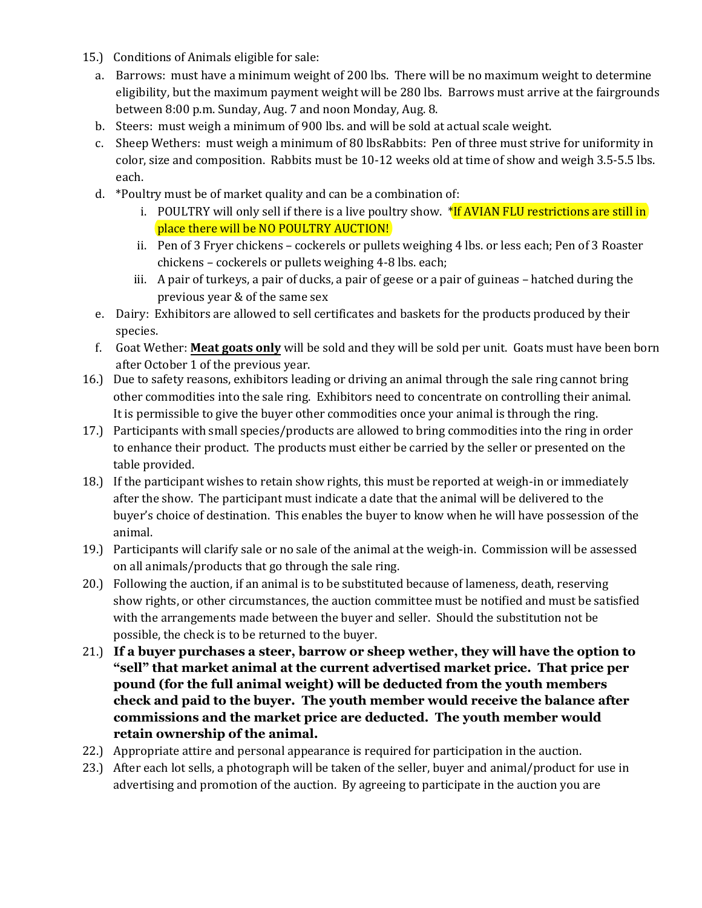15.) Conditions of Animals eligible for sale:

   a. Barrows: must have a minimum weight of 200 lbs. There will be no maximum weight to determine eligibility, but the maximum payment weight will be 280 lbs. Barrows must arrive at the fairgrounds between 8:00 p.m. Sunday, Aug. 7 and noon Monday, Aug. 8.
   b. Steers: must weigh a minimum of 900 lbs. and will be sold at actual scale weight.
   c. Sheep Wethers: must weigh a minimum of 80 lbsRabbits: Pen of three must strive for uniformity in color, size and composition. Rabbits must be 10-12 weeks old at time of show and weigh 3.5-5.5 lbs. each.
   d. *Poultry must be of market quality and can be a combination of:
      i. POULTRY will only sell if there is a live poultry show. *If AVIAN FLU restrictions are still in place there will be NO POULTRY AUCTION!
      ii. Pen of 3 Fryer chickens – cockerels or pullets weighing 4 lbs. or less each; Pen of 3 Roaster chickens – cockerels or pullets weighing 4-8 lbs. each;
      iii. A pair of turkeys, a pair of ducks, a pair of geese or a pair of guineas – hatched during the previous year & of the same sex
   e. Dairy: Exhibitors are allowed to sell certificates and baskets for the products produced by their species.
   f. Goat Wether: **Meat goats only** will be sold and they will be sold per unit. Goats must have been born after October 1 of the previous year.

16.) Due to safety reasons, exhibitors leading or driving an animal through the sale ring cannot bring other commodities into the sale ring. Exhibitors need to concentrate on controlling their animal. It is permissible to give the buyer other commodities once your animal is through the ring.

17.) Participants with small species/products are allowed to bring commodities into the ring in order to enhance their product. The products must either be carried by the seller or presented on the table provided.

18.) If the participant wishes to retain show rights, this must be reported at weigh-in or immediately after the show. The participant must indicate a date that the animal will be delivered to the buyer's choice of destination. This enables the buyer to know when he will have possession of the animal.

19.) Participants will clarify sale or no sale of the animal at the weigh-in. Commission will be assessed on all animals/products that go through the sale ring.

20.) Following the auction, if an animal is to be substituted because of lameness, death, reserving show rights, or other circumstances, the auction committee must be notified and must be satisfied with the arrangements made between the buyer and seller. Should the substitution not be possible, the check is to be returned to the buyer.

21.) **If a buyer purchases a steer, barrow or sheep wether, they will have the option to "sell" that market animal at the current advertised market price. That price per pound (for the full animal weight) will be deducted from the youth members check and paid to the buyer. The youth member would receive the balance after commissions and the market price are deducted. The youth member would retain ownership of the animal.**

22.) Appropriate attire and personal appearance is required for participation in the auction.

23.) After each lot sells, a photograph will be taken of the seller, buyer and animal/product for use in advertising and promotion of the auction. By agreeing to participate in the auction you are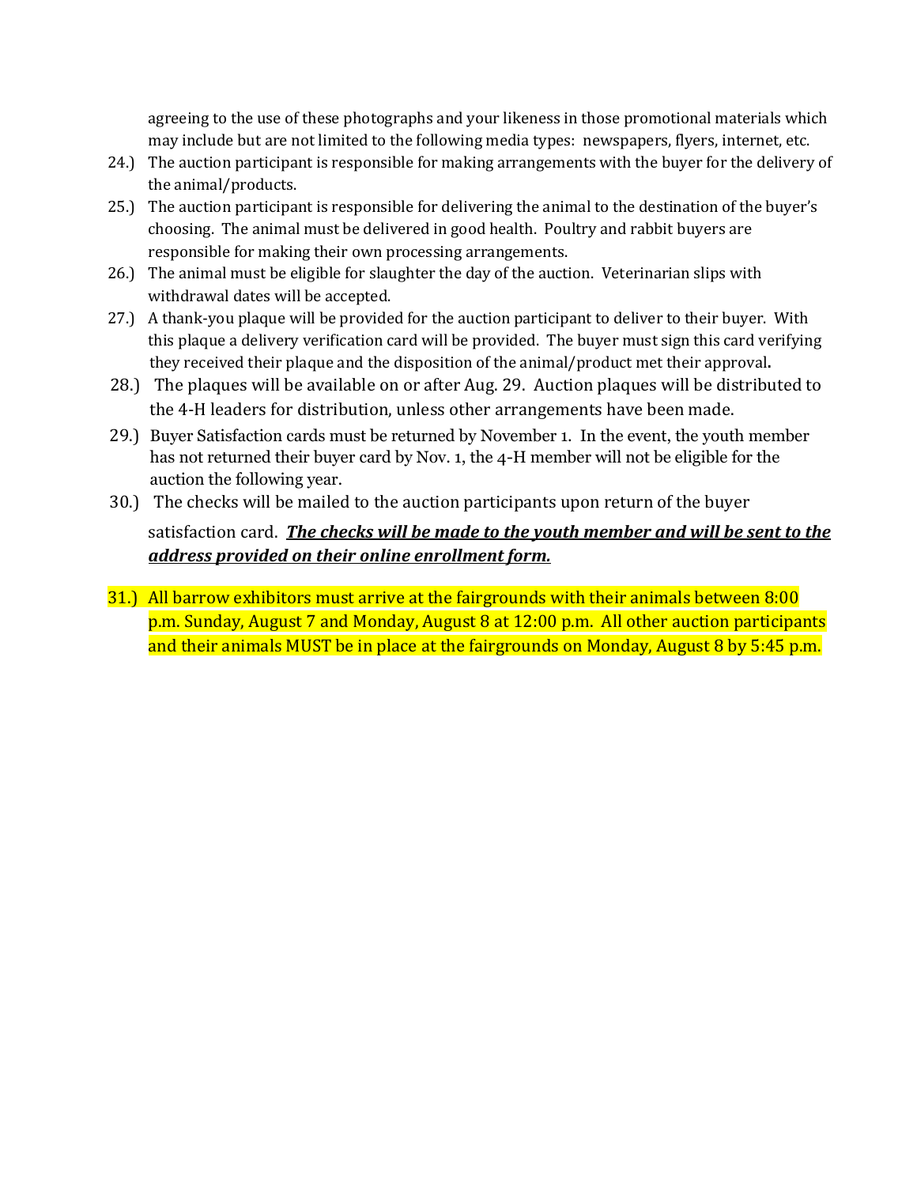agreeing to the use of these photographs and your likeness in those promotional materials which may include but are not limited to the following media types: newspapers, flyers, internet, etc.

24.) The auction participant is responsible for making arrangements with the buyer for the delivery of the animal/products.

25.) The auction participant is responsible for delivering the animal to the destination of the buyer's choosing. The animal must be delivered in good health. Poultry and rabbit buyers are responsible for making their own processing arrangements.

26.) The animal must be eligible for slaughter the day of the auction. Veterinarian slips with withdrawal dates will be accepted.

27.) A thank-you plaque will be provided for the auction participant to deliver to their buyer. With this plaque a delivery verification card will be provided. The buyer must sign this card verifying they received their plaque and the disposition of the animal/product met their approval**.**

28.) The plaques will be available on or after Aug. 29. Auction plaques will be distributed to the 4-H leaders for distribution, unless other arrangements have been made.

29.) Buyer Satisfaction cards must be returned by November 1. In the event, the youth member has not returned their buyer card by Nov. 1, the 4-H member will not be eligible for the auction the following year.

30.) The checks will be mailed to the auction participants upon return of the buyer satisfaction card. <u>***The checks will be made to the youth member and will be sent to the address provided on their online enrollment form.***</u>

31.) All barrow exhibitors must arrive at the fairgrounds with their animals between 8:00 p.m. Sunday, August 7 and Monday, August 8 at 12:00 p.m. All other auction participants and their animals MUST be in place at the fairgrounds on Monday, August 8 by 5:45 p.m.